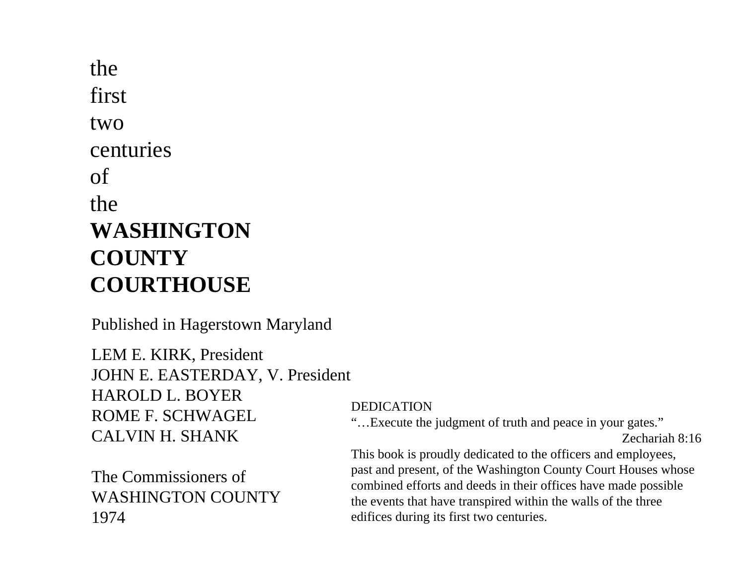# the first two centuries of the **WASHINGTON COUNTY COURTHOUSE**

Published in Hagerstown Maryland

LEM E. KIRK, President
JOHN E. EASTERDAY, V. President
HAROLD L. BOYER
ROME F. SCHWAGEL
CALVIN H. SHANK

The Commissioners of
WASHINGTON COUNTY
1974

DEDICATION

"…Execute the judgment of truth and peace in your gates."

Zechariah 8:16

This book is proudly dedicated to the officers and employees, past and present, of the Washington County Court Houses whose combined efforts and deeds in their offices have made possible the events that have transpired within the walls of the three edifices during its first two centuries.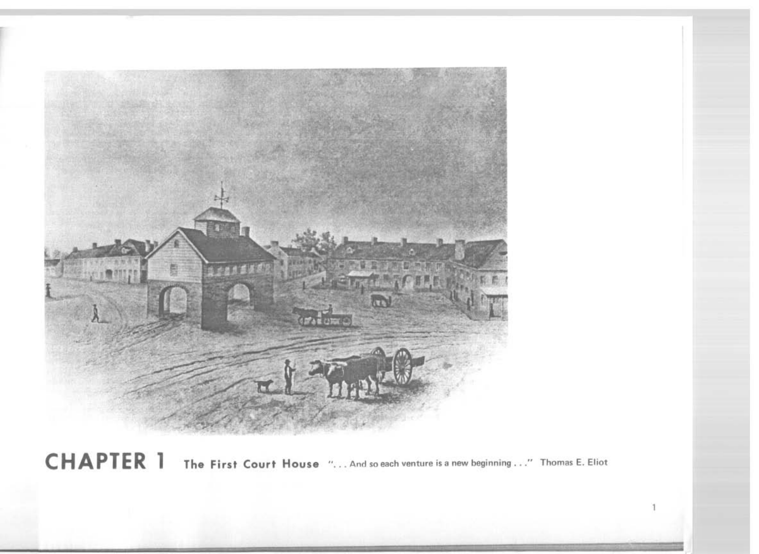# CHAPTER 1

## The First Court House

"... And so each venture is a new beginning ..." Thomas E. Eliot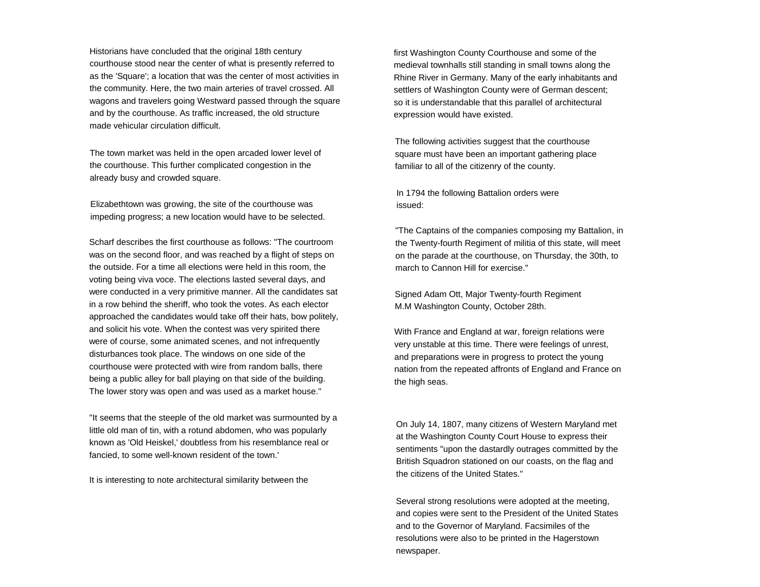Historians have concluded that the original 18th century courthouse stood near the center of what is presently referred to as the 'Square'; a location that was the center of most activities in the community. Here, the two main arteries of travel crossed. All wagons and travelers going Westward passed through the square and by the courthouse. As traffic increased, the old structure made vehicular circulation difficult.

The town market was held in the open arcaded lower level of the courthouse. This further complicated congestion in the already busy and crowded square.

Elizabethtown was growing, the site of the courthouse was impeding progress; a new location would have to be selected.

Scharf describes the first courthouse as follows: "The courtroom was on the second floor, and was reached by a flight of steps on the outside. For a time all elections were held in this room, the voting being viva voce. The elections lasted several days, and were conducted in a very primitive manner. All the candidates sat in a row behind the sheriff, who took the votes. As each elector approached the candidates would take off their hats, bow politely, and solicit his vote. When the contest was very spirited there were of course, some animated scenes, and not infrequently disturbances took place. The windows on one side of the courthouse were protected with wire from random balls, there being a public alley for ball playing on that side of the building. The lower story was open and was used as a market house."

"It seems that the steeple of the old market was surmounted by a little old man of tin, with a rotund abdomen, who was popularly known as 'Old Heiskel,' doubtless from his resemblance real or fancied, to some well-known resident of the town.'

It is interesting to note architectural similarity between the first Washington County Courthouse and some of the medieval townhalls still standing in small towns along the Rhine River in Germany. Many of the early inhabitants and settlers of Washington County were of German descent; so it is understandable that this parallel of architectural expression would have existed.

The following activities suggest that the courthouse square must have been an important gathering place familiar to all of the citizenry of the county.

In 1794 the following Battalion orders were issued:

"The Captains of the companies composing my Battalion, in the Twenty-fourth Regiment of militia of this state, will meet on the parade at the courthouse, on Thursday, the 30th, to march to Cannon Hill for exercise."

Signed Adam Ott, Major Twenty-fourth Regiment
M.M Washington County, October 28th.

With France and England at war, foreign relations were very unstable at this time. There were feelings of unrest, and preparations were in progress to protect the young nation from the repeated affronts of England and France on the high seas.

On July 14, 1807, many citizens of Western Maryland met at the Washington County Court House to express their sentiments "upon the dastardly outrages committed by the British Squadron stationed on our coasts, on the flag and the citizens of the United States."

Several strong resolutions were adopted at the meeting, and copies were sent to the President of the United States and to the Governor of Maryland. Facsimiles of the resolutions were also to be printed in the Hagerstown newspaper.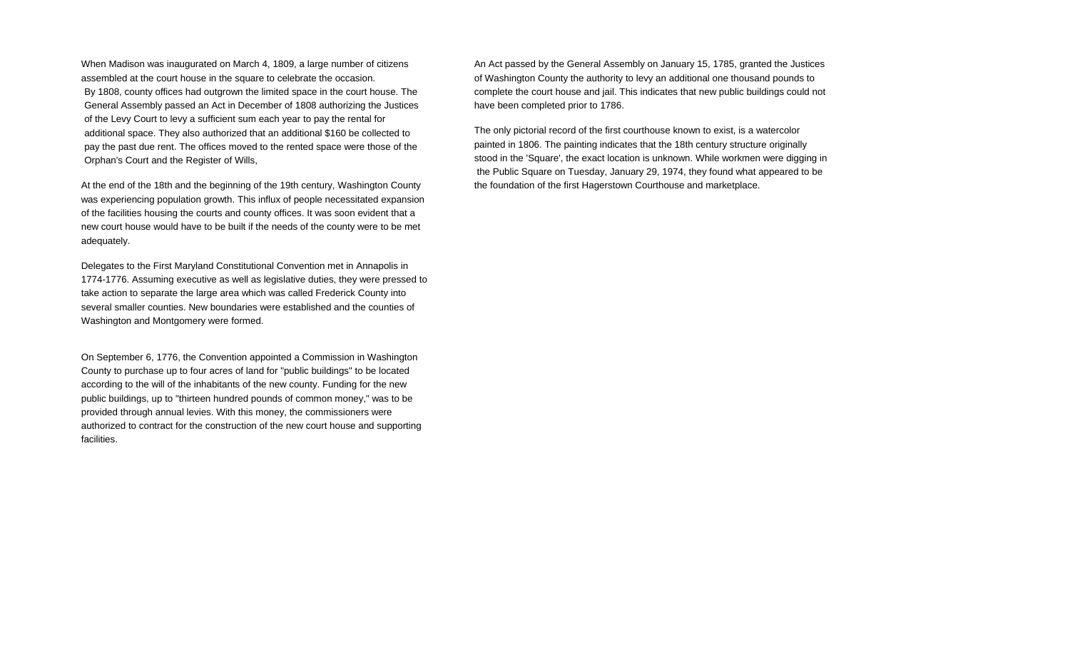When Madison was inaugurated on March 4, 1809, a large number of citizens assembled at the court house in the square to celebrate the occasion.

By 1808, county offices had outgrown the limited space in the court house. The General Assembly passed an Act in December of 1808 authorizing the Justices of the Levy Court to levy a sufficient sum each year to pay the rental for additional space. They also authorized that an additional $160 be collected to pay the past due rent. The offices moved to the rented space were those of the Orphan's Court and the Register of Wills,

At the end of the 18th and the beginning of the 19th century, Washington County was experiencing population growth. This influx of people necessitated expansion of the facilities housing the courts and county offices. It was soon evident that a new court house would have to be built if the needs of the county were to be met adequately.

Delegates to the First Maryland Constitutional Convention met in Annapolis in 1774-1776. Assuming executive as well as legislative duties, they were pressed to take action to separate the large area which was called Frederick County into several smaller counties. New boundaries were established and the counties of Washington and Montgomery were formed.

On September 6, 1776, the Convention appointed a Commission in Washington County to purchase up to four acres of land for "public buildings" to be located according to the will of the inhabitants of the new county. Funding for the new public buildings, up to "thirteen hundred pounds of common money," was to be provided through annual levies. With this money, the commissioners were authorized to contract for the construction of the new court house and supporting facilities.

An Act passed by the General Assembly on January 15, 1785, granted the Justices of Washington County the authority to levy an additional one thousand pounds to complete the court house and jail. This indicates that new public buildings could not have been completed prior to 1786.

The only pictorial record of the first courthouse known to exist, is a watercolor painted in 1806. The painting indicates that the 18th century structure originally stood in the 'Square', the exact location is unknown. While workmen were digging in the Public Square on Tuesday, January 29, 1974, they found what appeared to be the foundation of the first Hagerstown Courthouse and marketplace.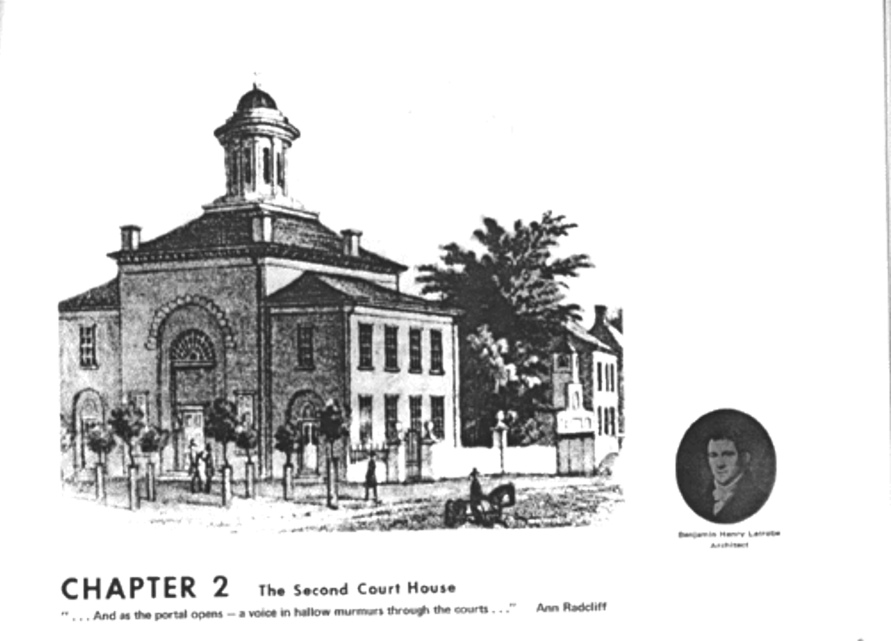Benjamin Henry Latrobe
Architect

# CHAPTER 2 The Second Court House

" . . . And as the portal opens — a voice in hallow murmurs through the courts . . ." Ann Radcliff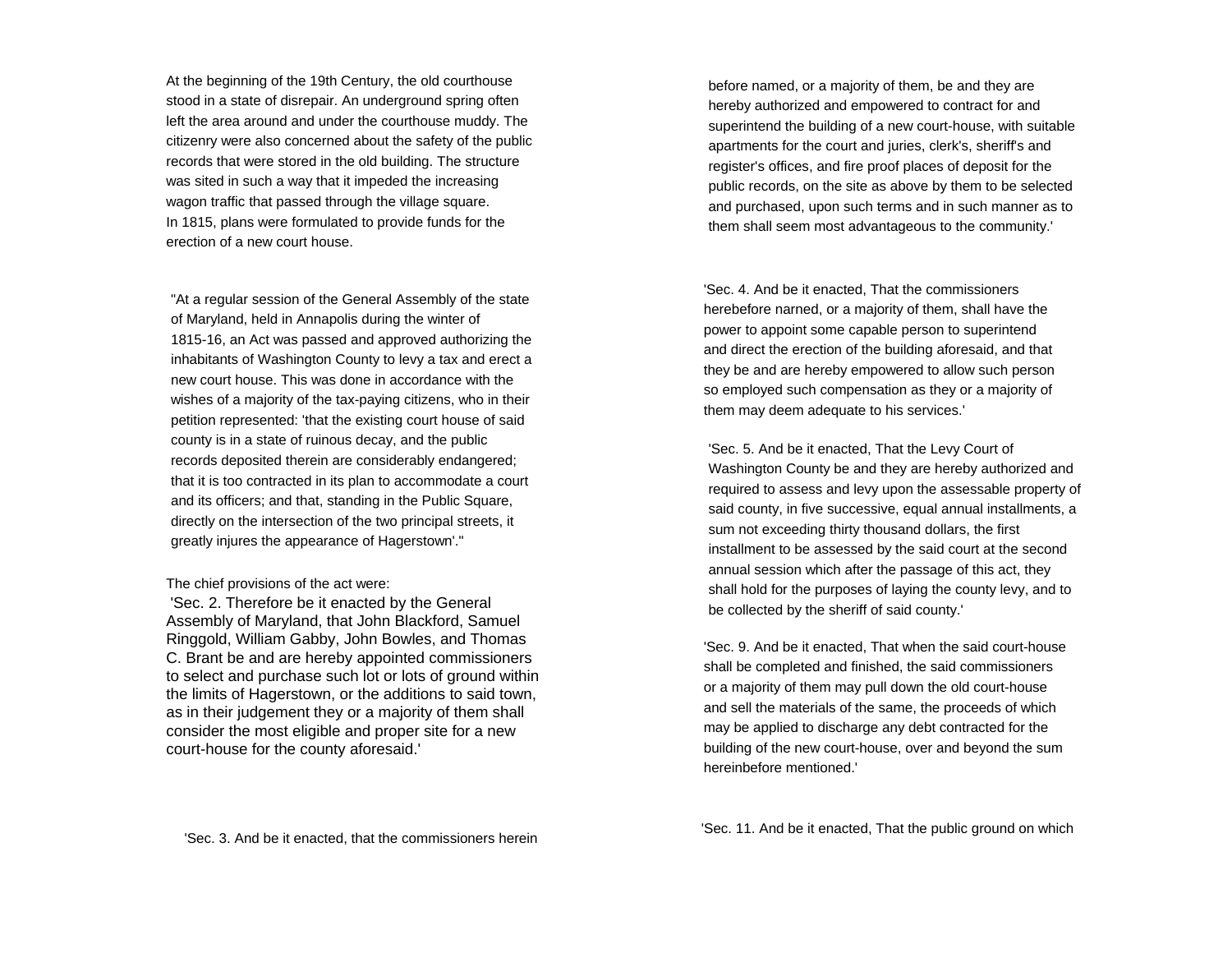At the beginning of the 19th Century, the old courthouse stood in a state of disrepair. An underground spring often left the area around and under the courthouse muddy. The citizenry were also concerned about the safety of the public records that were stored in the old building. The structure was sited in such a way that it impeded the increasing wagon traffic that passed through the village square.
In 1815, plans were formulated to provide funds for the erection of a new court house.

"At a regular session of the General Assembly of the state of Maryland, held in Annapolis during the winter of 1815-16, an Act was passed and approved authorizing the inhabitants of Washington County to levy a tax and erect a new court house. This was done in accordance with the wishes of a majority of the tax-paying citizens, who in their petition represented: 'that the existing court house of said county is in a state of ruinous decay, and the public records deposited therein are considerably endangered; that it is too contracted in its plan to accommodate a court and its officers; and that, standing in the Public Square, directly on the intersection of the two principal streets, it greatly injures the appearance of Hagerstown'."

The chief provisions of the act were:

'Sec. 2. Therefore be it enacted by the General Assembly of Maryland, that John Blackford, Samuel Ringgold, William Gabby, John Bowles, and Thomas C. Brant be and are hereby appointed commissioners to select and purchase such lot or lots of ground within the limits of Hagerstown, or the additions to said town, as in their judgement they or a majority of them shall consider the most eligible and proper site for a new court-house for the county aforesaid.'

'Sec. 3. And be it enacted, that the commissioners herein before named, or a majority of them, be and they are hereby authorized and empowered to contract for and superintend the building of a new court-house, with suitable apartments for the court and juries, clerk's, sheriff's and register's offices, and fire proof places of deposit for the public records, on the site as above by them to be selected and purchased, upon such terms and in such manner as to them shall seem most advantageous to the community.'

'Sec. 4. And be it enacted, That the commissioners herebefore narned, or a majority of them, shall have the power to appoint some capable person to superintend and direct the erection of the building aforesaid, and that they be and are hereby empowered to allow such person so employed such compensation as they or a majority of them may deem adequate to his services.'

'Sec. 5. And be it enacted, That the Levy Court of Washington County be and they are hereby authorized and required to assess and levy upon the assessable property of said county, in five successive, equal annual installments, a sum not exceeding thirty thousand dollars, the first installment to be assessed by the said court at the second annual session which after the passage of this act, they shall hold for the purposes of laying the county levy, and to be collected by the sheriff of said county.'

'Sec. 9. And be it enacted, That when the said court-house shall be completed and finished, the said commissioners or a majority of them may pull down the old court-house and sell the materials of the same, the proceeds of which may be applied to discharge any debt contracted for the building of the new court-house, over and beyond the sum hereinbefore mentioned.'

'Sec. 11. And be it enacted, That the public ground on which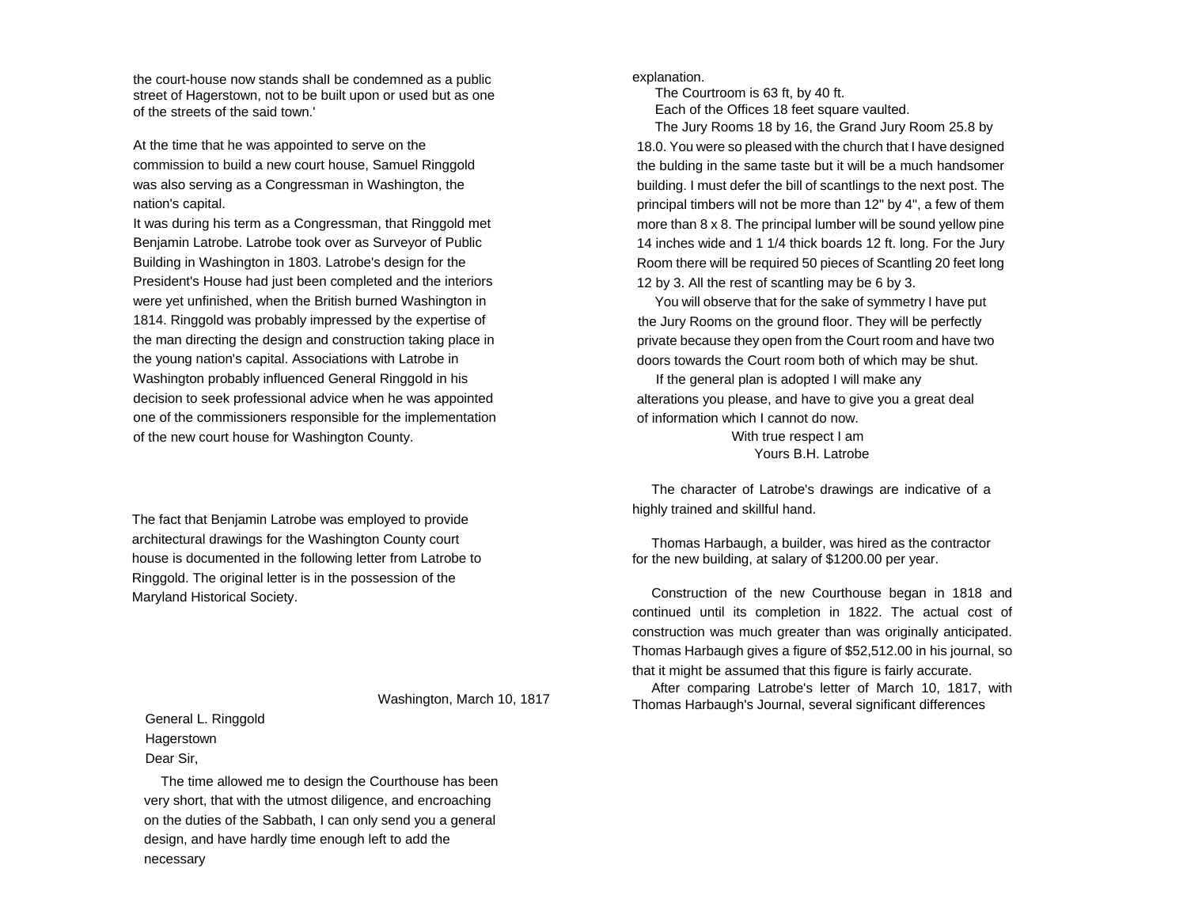the court-house now stands shall be condemned as a public street of Hagerstown, not to be built upon or used but as one of the streets of the said town.'

At the time that he was appointed to serve on the commission to build a new court house, Samuel Ringgold was also serving as a Congressman in Washington, the nation's capital.

It was during his term as a Congressman, that Ringgold met Benjamin Latrobe. Latrobe took over as Surveyor of Public Building in Washington in 1803. Latrobe's design for the President's House had just been completed and the interiors were yet unfinished, when the British burned Washington in 1814. Ringgold was probably impressed by the expertise of the man directing the design and construction taking place in the young nation's capital. Associations with Latrobe in Washington probably influenced General Ringgold in his decision to seek professional advice when he was appointed one of the commissioners responsible for the implementation of the new court house for Washington County.

The fact that Benjamin Latrobe was employed to provide architectural drawings for the Washington County court house is documented in the following letter from Latrobe to Ringgold. The original letter is in the possession of the Maryland Historical Society.

Washington, March 10, 1817

General L. Ringgold
Hagerstown
Dear Sir,

The time allowed me to design the Courthouse has been very short, that with the utmost diligence, and encroaching on the duties of the Sabbath, I can only send you a general design, and have hardly time enough left to add the necessary explanation.

The Courtroom is 63 ft, by 40 ft.

Each of the Offices 18 feet square vaulted.

The Jury Rooms 18 by 16, the Grand Jury Room 25.8 by 18.0. You were so pleased with the church that I have designed the bulding in the same taste but it will be a much handsomer building. I must defer the bill of scantlings to the next post. The principal timbers will not be more than 12" by 4", a few of them more than 8 x 8. The principal lumber will be sound yellow pine 14 inches wide and 1 1/4 thick boards 12 ft. long. For the Jury Room there will be required 50 pieces of Scantling 20 feet long 12 by 3. All the rest of scantling may be 6 by 3.

You will observe that for the sake of symmetry I have put the Jury Rooms on the ground floor. They will be perfectly private because they open from the Court room and have two doors towards the Court room both of which may be shut.

If the general plan is adopted I will make any alterations you please, and have to give you a great deal of information which I cannot do now.

With true respect I am
Yours B.H. Latrobe

The character of Latrobe's drawings are indicative of a highly trained and skillful hand.

Thomas Harbaugh, a builder, was hired as the contractor for the new building, at salary of $1200.00 per year.

Construction of the new Courthouse began in 1818 and continued until its completion in 1822. The actual cost of construction was much greater than was originally anticipated. Thomas Harbaugh gives a figure of $52,512.00 in his journal, so that it might be assumed that this figure is fairly accurate.

After comparing Latrobe's letter of March 10, 1817, with Thomas Harbaugh's Journal, several significant differences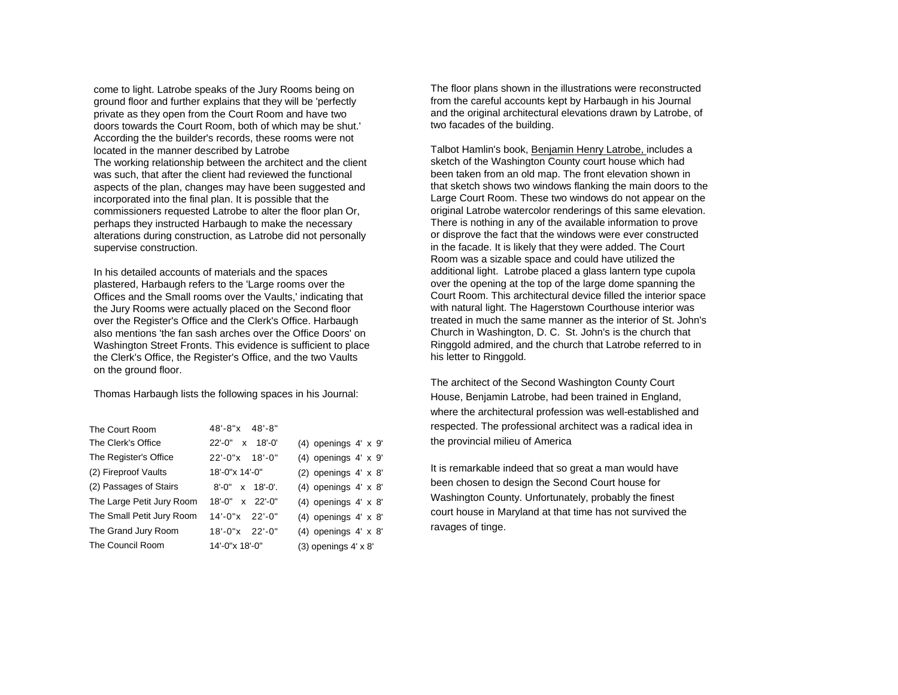come to light. Latrobe speaks of the Jury Rooms being on ground floor and further explains that they will be 'perfectly private as they open from the Court Room and have two doors towards the Court Room, both of which may be shut.' According the the builder's records, these rooms were not located in the manner described by Latrobe
The working relationship between the architect and the client was such, that after the client had reviewed the functional aspects of the plan, changes may have been suggested and incorporated into the final plan. It is possible that the commissioners requested Latrobe to alter the floor plan Or, perhaps they instructed Harbaugh to make the necessary alterations during construction, as Latrobe did not personally supervise construction.

In his detailed accounts of materials and the spaces plastered, Harbaugh refers to the 'Large rooms over the Offices and the Small rooms over the Vaults,' indicating that the Jury Rooms were actually placed on the Second floor over the Register's Office and the Clerk's Office. Harbaugh also mentions 'the fan sash arches over the Office Doors' on Washington Street Fronts. This evidence is sufficient to place the Clerk's Office, the Register's Office, and the two Vaults on the ground floor.

Thomas Harbaugh lists the following spaces in his Journal:

| | | |
|---|---|---|
| The Court Room | 48'-8"x 48'-8" | |
| The Clerk's Office | 22'-0" x 18'-0' | (4) openings 4' x 9' |
| The Register's Office | 22'-0"x 18'-0" | (4) openings 4' x 9' |
| (2) Fireproof Vaults | 18'-0"x 14'-0" | (2) openings 4' x 8' |
| (2) Passages of Stairs | 8'-0" x 18'-0'. | (4) openings 4' x 8' |
| The Large Petit Jury Room | 18'-0" x 22'-0" | (4) openings 4' x 8' |
| The Small Petit Jury Room | 14'-0"x 22'-0" | (4) openings 4' x 8' |
| The Grand Jury Room | 18'-0"x 22'-0" | (4) openings 4' x 8' |
| The Council Room | 14'-0"x 18'-0" | (3) openings 4' x 8' |

The floor plans shown in the illustrations were reconstructed from the careful accounts kept by Harbaugh in his Journal and the original architectural elevations drawn by Latrobe, of two facades of the building.

Talbot Hamlin's book, Benjamin Henry Latrobe, includes a sketch of the Washington County court house which had been taken from an old map. The front elevation shown in that sketch shows two windows flanking the main doors to the Large Court Room. These two windows do not appear on the original Latrobe watercolor renderings of this same elevation. There is nothing in any of the available information to prove or disprove the fact that the windows were ever constructed in the facade. It is likely that they were added. The Court Room was a sizable space and could have utilized the additional light. Latrobe placed a glass lantern type cupola over the opening at the top of the large dome spanning the Court Room. This architectural device filled the interior space with natural light. The Hagerstown Courthouse interior was treated in much the same manner as the interior of St. John's Church in Washington, D. C. St. John's is the church that Ringgold admired, and the church that Latrobe referred to in his letter to Ringgold.

The architect of the Second Washington County Court House, Benjamin Latrobe, had been trained in England, where the architectural profession was well-established and respected. The professional architect was a radical idea in the provincial milieu of America

It is remarkable indeed that so great a man would have been chosen to design the Second Court house for Washington County. Unfortunately, probably the finest court house in Maryland at that time has not survived the ravages of tinge.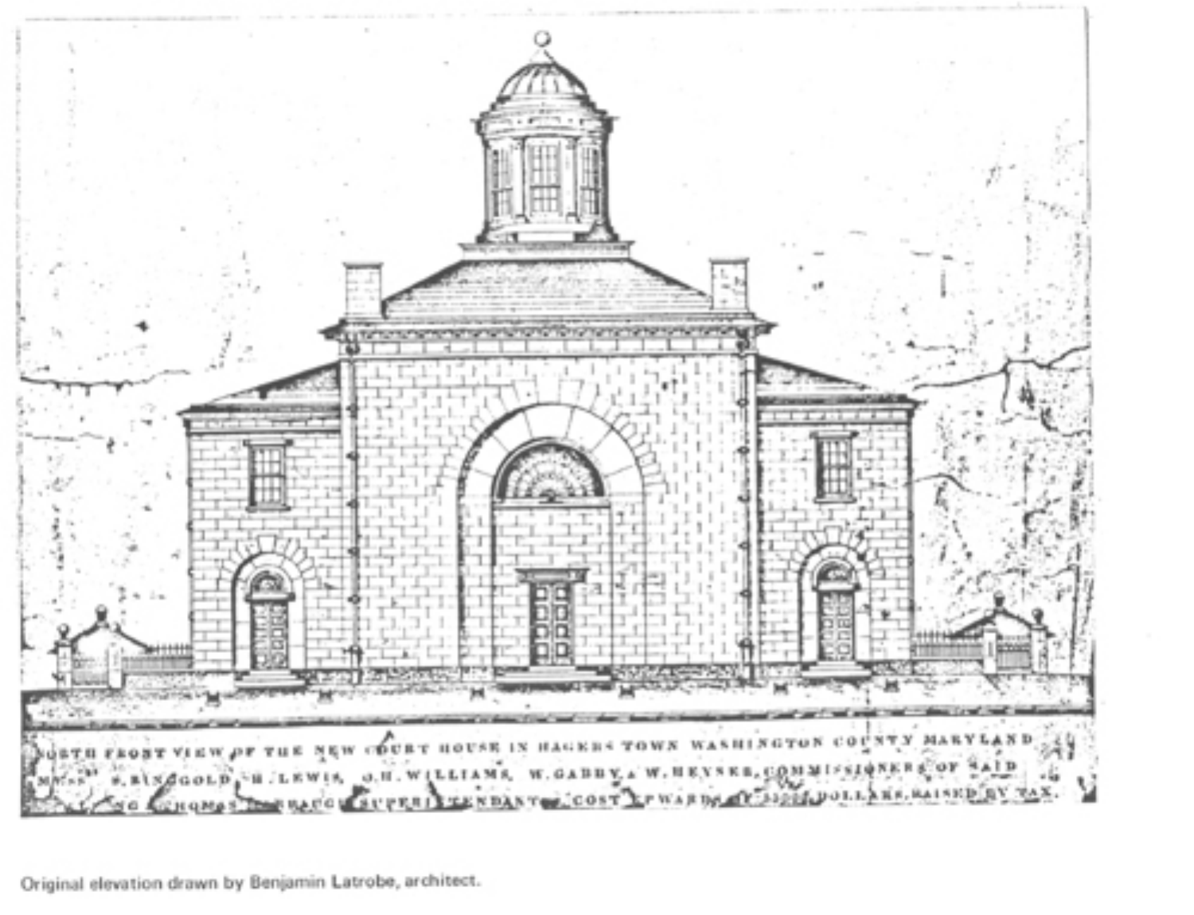NORTH FRONT VIEW OF THE NEW COURT HOUSE IN HAGERS TOWN WASHINGTON COUNTY MARYLAND
MESS.RS S. RINGGOLD, H. LEWIS, O.H. WILLIAMS, W. GABBY, & W. HEYSER, COMMISSIONERS OF SAID
... THOMAS ...BAUGH SUPERINTENDANT ... COST UPWARDS OF ... DOLLARS, RAISED BY TAX.

Original elevation drawn by Benjamin Latrobe, architect.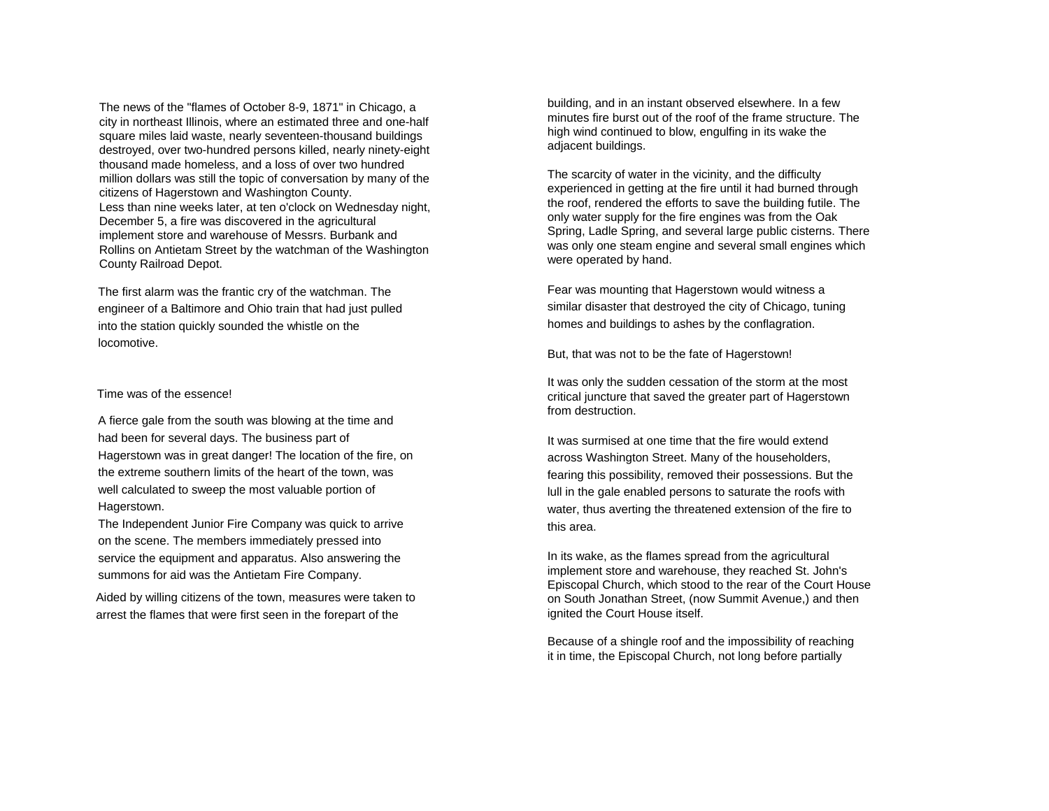The news of the "flames of October 8-9, 1871" in Chicago, a city in northeast Illinois, where an estimated three and one-half square miles laid waste, nearly seventeen-thousand buildings destroyed, over two-hundred persons killed, nearly ninety-eight thousand made homeless, and a loss of over two hundred million dollars was still the topic of conversation by many of the citizens of Hagerstown and Washington County.
Less than nine weeks later, at ten o'clock on Wednesday night, December 5, a fire was discovered in the agricultural implement store and warehouse of Messrs. Burbank and Rollins on Antietam Street by the watchman of the Washington County Railroad Depot.

The first alarm was the frantic cry of the watchman. The engineer of a Baltimore and Ohio train that had just pulled into the station quickly sounded the whistle on the locomotive.

Time was of the essence!

A fierce gale from the south was blowing at the time and had been for several days. The business part of Hagerstown was in great danger! The location of the fire, on the extreme southern limits of the heart of the town, was well calculated to sweep the most valuable portion of Hagerstown.
The Independent Junior Fire Company was quick to arrive on the scene. The members immediately pressed into service the equipment and apparatus. Also answering the summons for aid was the Antietam Fire Company.

Aided by willing citizens of the town, measures were taken to arrest the flames that were first seen in the forepart of the building, and in an instant observed elsewhere. In a few minutes fire burst out of the roof of the frame structure. The high wind continued to blow, engulfing in its wake the adjacent buildings.

The scarcity of water in the vicinity, and the difficulty experienced in getting at the fire until it had burned through the roof, rendered the efforts to save the building futile. The only water supply for the fire engines was from the Oak Spring, Ladle Spring, and several large public cisterns. There was only one steam engine and several small engines which were operated by hand.

Fear was mounting that Hagerstown would witness a similar disaster that destroyed the city of Chicago, tuning homes and buildings to ashes by the conflagration.

But, that was not to be the fate of Hagerstown!

It was only the sudden cessation of the storm at the most critical juncture that saved the greater part of Hagerstown from destruction.

It was surmised at one time that the fire would extend across Washington Street. Many of the householders, fearing this possibility, removed their possessions. But the lull in the gale enabled persons to saturate the roofs with water, thus averting the threatened extension of the fire to this area.

In its wake, as the flames spread from the agricultural implement store and warehouse, they reached St. John's Episcopal Church, which stood to the rear of the Court House on South Jonathan Street, (now Summit Avenue,) and then ignited the Court House itself.

Because of a shingle roof and the impossibility of reaching it in time, the Episcopal Church, not long before partially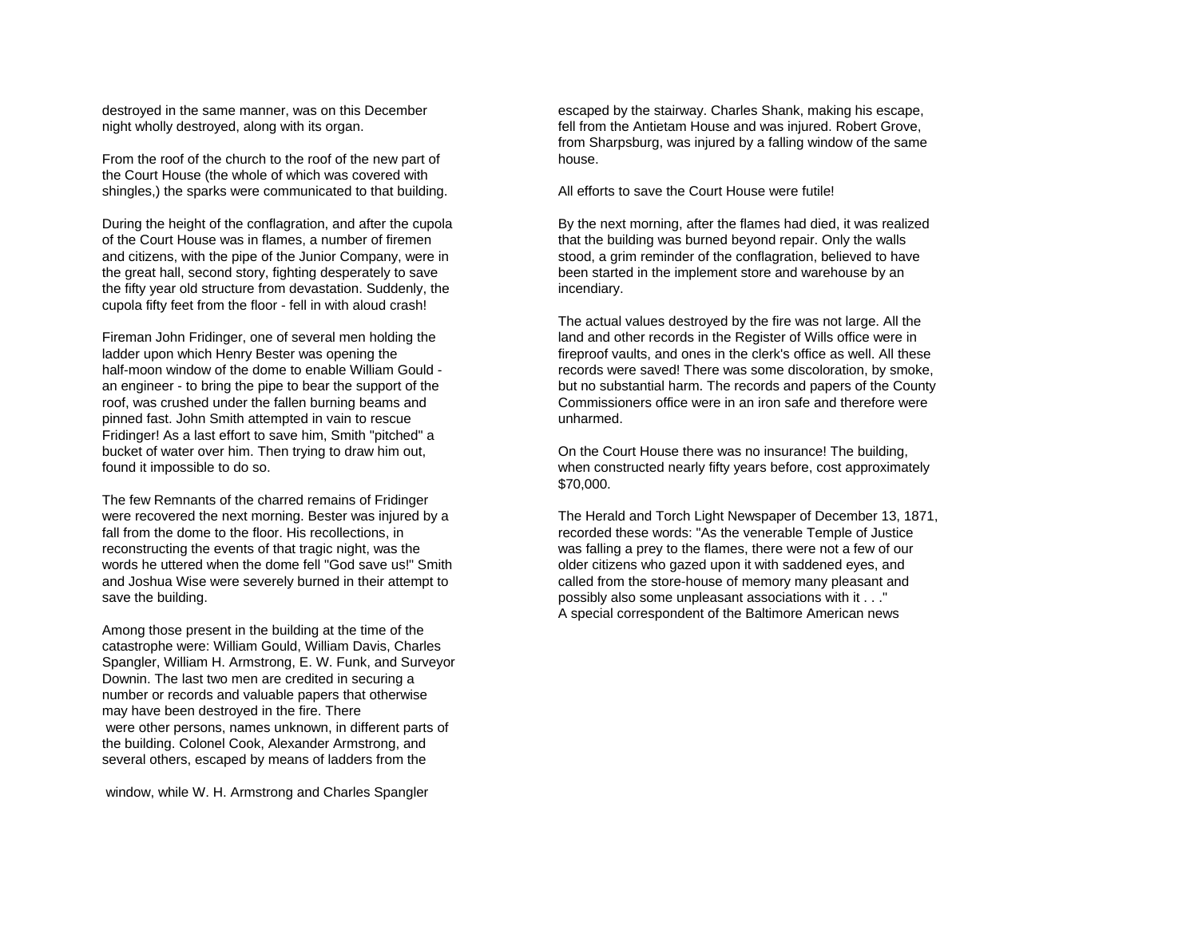destroyed in the same manner, was on this December night wholly destroyed, along with its organ.

From the roof of the church to the roof of the new part of the Court House (the whole of which was covered with shingles,) the sparks were communicated to that building.

During the height of the conflagration, and after the cupola of the Court House was in flames, a number of firemen and citizens, with the pipe of the Junior Company, were in the great hall, second story, fighting desperately to save the fifty year old structure from devastation. Suddenly, the cupola fifty feet from the floor - fell in with aloud crash!

Fireman John Fridinger, one of several men holding the ladder upon which Henry Bester was opening the half-moon window of the dome to enable William Gould - an engineer - to bring the pipe to bear the support of the roof, was crushed under the fallen burning beams and pinned fast. John Smith attempted in vain to rescue Fridinger! As a last effort to save him, Smith "pitched" a bucket of water over him. Then trying to draw him out, found it impossible to do so.

The few Remnants of the charred remains of Fridinger were recovered the next morning. Bester was injured by a fall from the dome to the floor. His recollections, in reconstructing the events of that tragic night, was the words he uttered when the dome fell "God save us!" Smith and Joshua Wise were severely burned in their attempt to save the building.

Among those present in the building at the time of the catastrophe were: William Gould, William Davis, Charles Spangler, William H. Armstrong, E. W. Funk, and Surveyor Downin. The last two men are credited in securing a number or records and valuable papers that otherwise may have been destroyed in the fire. There were other persons, names unknown, in different parts of the building. Colonel Cook, Alexander Armstrong, and several others, escaped by means of ladders from the window, while W. H. Armstrong and Charles Spangler escaped by the stairway. Charles Shank, making his escape, fell from the Antietam House and was injured. Robert Grove, from Sharpsburg, was injured by a falling window of the same house.

All efforts to save the Court House were futile!

By the next morning, after the flames had died, it was realized that the building was burned beyond repair. Only the walls stood, a grim reminder of the conflagration, believed to have been started in the implement store and warehouse by an incendiary.

The actual values destroyed by the fire was not large. All the land and other records in the Register of Wills office were in fireproof vaults, and ones in the clerk's office as well. All these records were saved! There was some discoloration, by smoke, but no substantial harm. The records and papers of the County Commissioners office were in an iron safe and therefore were unharmed.

On the Court House there was no insurance! The building, when constructed nearly fifty years before, cost approximately $70,000.

The Herald and Torch Light Newspaper of December 13, 1871, recorded these words: "As the venerable Temple of Justice was falling a prey to the flames, there were not a few of our older citizens who gazed upon it with saddened eyes, and called from the store-house of memory many pleasant and possibly also some unpleasant associations with it . . ."
A special correspondent of the Baltimore American news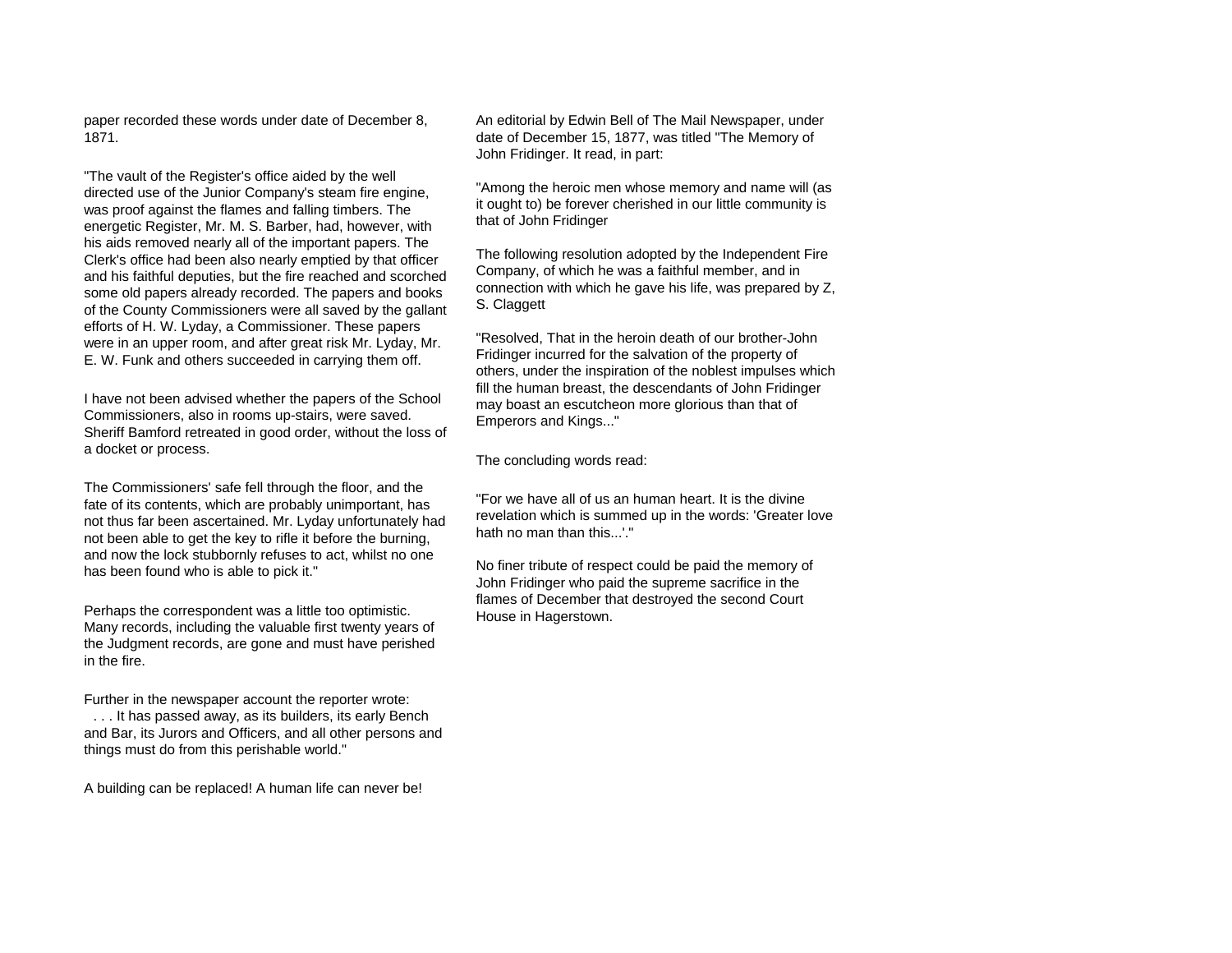paper recorded these words under date of December 8, 1871.

"The vault of the Register's office aided by the well directed use of the Junior Company's steam fire engine, was proof against the flames and falling timbers. The energetic Register, Mr. M. S. Barber, had, however, with his aids removed nearly all of the important papers. The Clerk's office had been also nearly emptied by that officer and his faithful deputies, but the fire reached and scorched some old papers already recorded. The papers and books of the County Commissioners were all saved by the gallant efforts of H. W. Lyday, a Commissioner. These papers were in an upper room, and after great risk Mr. Lyday, Mr. E. W. Funk and others succeeded in carrying them off.

I have not been advised whether the papers of the School Commissioners, also in rooms up-stairs, were saved. Sheriff Bamford retreated in good order, without the loss of a docket or process.

The Commissioners' safe fell through the floor, and the fate of its contents, which are probably unimportant, has not thus far been ascertained. Mr. Lyday unfortunately had not been able to get the key to rifle it before the burning, and now the lock stubbornly refuses to act, whilst no one has been found who is able to pick it."

Perhaps the correspondent was a little too optimistic. Many records, including the valuable first twenty years of the Judgment records, are gone and must have perished in the fire.

Further in the newspaper account the reporter wrote:
. . . It has passed away, as its builders, its early Bench and Bar, its Jurors and Officers, and all other persons and things must do from this perishable world."

A building can be replaced! A human life can never be!

An editorial by Edwin Bell of The Mail Newspaper, under date of December 15, 1877, was titled "The Memory of John Fridinger. It read, in part:

"Among the heroic men whose memory and name will (as it ought to) be forever cherished in our little community is that of John Fridinger

The following resolution adopted by the Independent Fire Company, of which he was a faithful member, and in connection with which he gave his life, was prepared by Z, S. Claggett

"Resolved, That in the heroin death of our brother-John Fridinger incurred for the salvation of the property of others, under the inspiration of the noblest impulses which fill the human breast, the descendants of John Fridinger may boast an escutcheon more glorious than that of Emperors and Kings..."

The concluding words read:

"For we have all of us an human heart. It is the divine revelation which is summed up in the words: 'Greater love hath no man than this...'."

No finer tribute of respect could be paid the memory of John Fridinger who paid the supreme sacrifice in the flames of December that destroyed the second Court House in Hagerstown.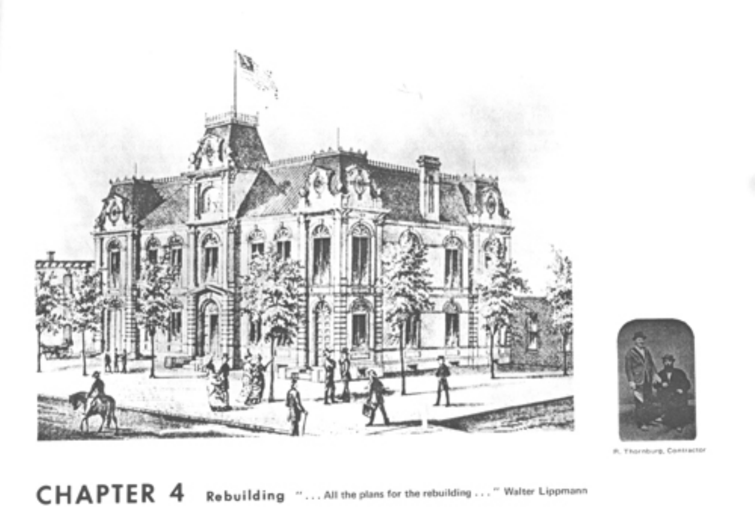R. Thornburg, Contractor

# CHAPTER 4 Rebuilding

"... All the plans for the rebuilding ..." Walter Lippmann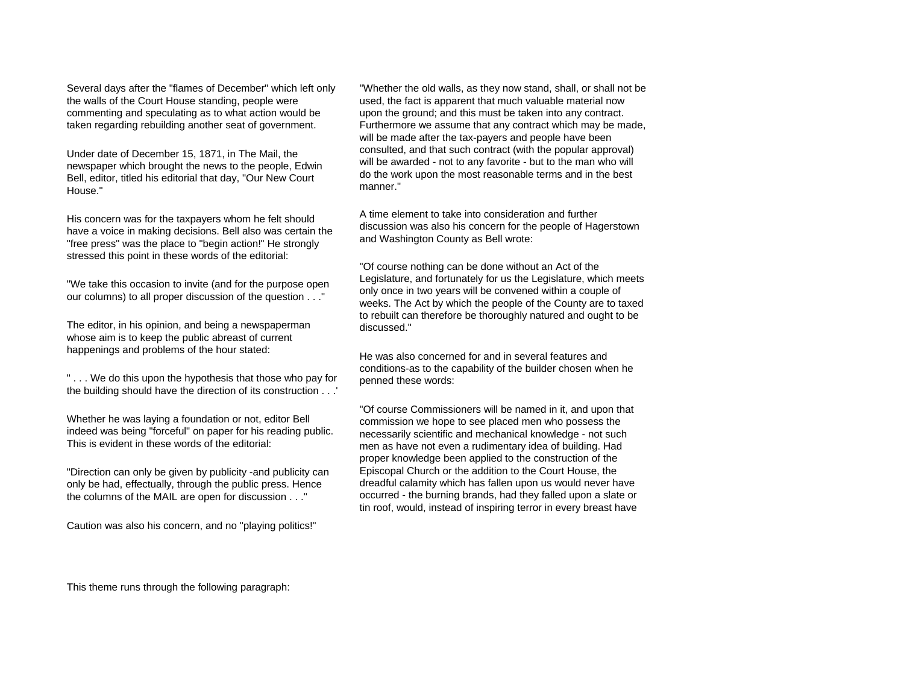Several days after the "flames of December" which left only the walls of the Court House standing, people were commenting and speculating as to what action would be taken regarding rebuilding another seat of government.

Under date of December 15, 1871, in The Mail, the newspaper which brought the news to the people, Edwin Bell, editor, titled his editorial that day, "Our New Court House."

His concern was for the taxpayers whom he felt should have a voice in making decisions. Bell also was certain the "free press" was the place to "begin action!" He strongly stressed this point in these words of the editorial:

"We take this occasion to invite (and for the purpose open our columns) to all proper discussion of the question . . ."

The editor, in his opinion, and being a newspaperman whose aim is to keep the public abreast of current happenings and problems of the hour stated:

" . . . We do this upon the hypothesis that those who pay for the building should have the direction of its construction . . .'

Whether he was laying a foundation or not, editor Bell indeed was being "forceful" on paper for his reading public. This is evident in these words of the editorial:

"Direction can only be given by publicity -and publicity can only be had, effectually, through the public press. Hence the columns of the MAIL are open for discussion . . ."

Caution was also his concern, and no "playing politics!"

This theme runs through the following paragraph:

"Whether the old walls, as they now stand, shall, or shall not be used, the fact is apparent that much valuable material now upon the ground; and this must be taken into any contract. Furthermore we assume that any contract which may be made, will be made after the tax-payers and people have been consulted, and that such contract (with the popular approval) will be awarded - not to any favorite - but to the man who will do the work upon the most reasonable terms and in the best manner."

A time element to take into consideration and further discussion was also his concern for the people of Hagerstown and Washington County as Bell wrote:

"Of course nothing can be done without an Act of the Legislature, and fortunately for us the Legislature, which meets only once in two years will be convened within a couple of weeks. The Act by which the people of the County are to taxed to rebuilt can therefore be thoroughly natured and ought to be discussed."

He was also concerned for and in several features and conditions-as to the capability of the builder chosen when he penned these words:

"Of course Commissioners will be named in it, and upon that commission we hope to see placed men who possess the necessarily scientific and mechanical knowledge - not such men as have not even a rudimentary idea of building. Had proper knowledge been applied to the construction of the Episcopal Church or the addition to the Court House, the dreadful calamity which has fallen upon us would never have occurred - the burning brands, had they falled upon a slate or tin roof, would, instead of inspiring terror in every breast have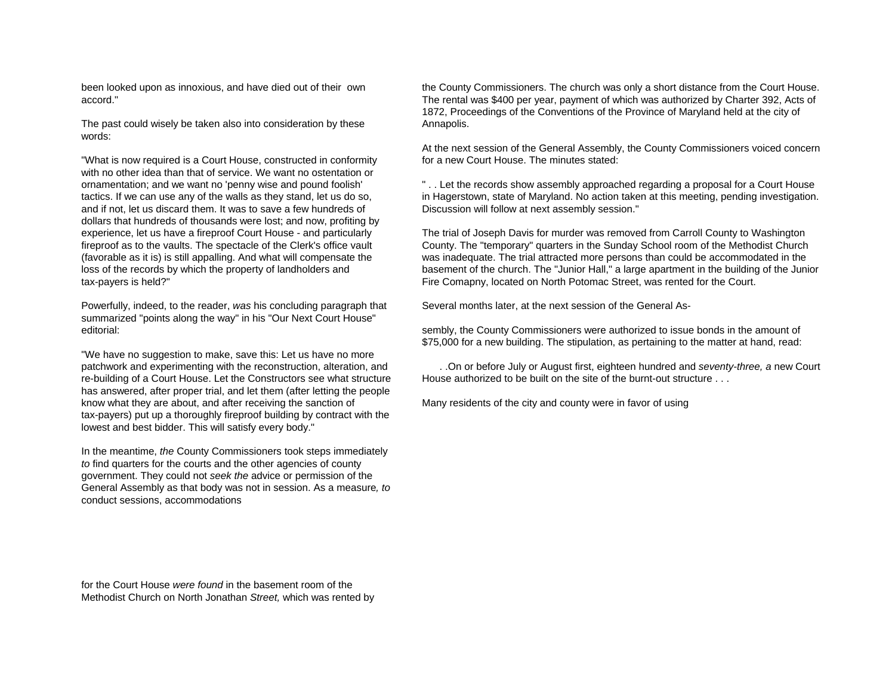been looked upon as innoxious, and have died out of their own accord."

The past could wisely be taken also into consideration by these words:

"What is now required is a Court House, constructed in conformity with no other idea than that of service. We want no ostentation or ornamentation; and we want no 'penny wise and pound foolish' tactics. If we can use any of the walls as they stand, let us do so, and if not, let us discard them. It was to save a few hundreds of dollars that hundreds of thousands were lost; and now, profiting by experience, let us have a fireproof Court House - and particularly fireproof as to the vaults. The spectacle of the Clerk's office vault (favorable as it is) is still appalling. And what will compensate the loss of the records by which the property of landholders and tax-payers is held?"

Powerfully, indeed, to the reader, *was* his concluding paragraph that summarized "points along the way" in his "Our Next Court House" editorial:

"We have no suggestion to make, save this: Let us have no more patchwork and experimenting with the reconstruction, alteration, and re-building of a Court House. Let the Constructors see what structure has answered, after proper trial, and let them (after letting the people know what they are about, and after receiving the sanction of tax-payers) put up a thoroughly fireproof building by contract with the lowest and best bidder. This will satisfy every body."

In the meantime, *the* County Commissioners took steps immediately *to* find quarters for the courts and the other agencies of county government. They could not *seek the* advice or permission of the General Assembly as that body was not in session. As a measure*, to* conduct sessions, accommodations for the Court House *were found* in the basement room of the Methodist Church on North Jonathan *Street,* which was rented by the County Commissioners. The church was only a short distance from the Court House. The rental was $400 per year, payment of which was authorized by Charter 392, Acts of 1872, Proceedings of the Conventions of the Province of Maryland held at the city of Annapolis.

At the next session of the General Assembly, the County Commissioners voiced concern for a new Court House. The minutes stated:

" . . Let the records show assembly approached regarding a proposal for a Court House in Hagerstown, state of Maryland. No action taken at this meeting, pending investigation. Discussion will follow at next assembly session."

The trial of Joseph Davis for murder was removed from Carroll County to Washington County. The "temporary" quarters in the Sunday School room of the Methodist Church was inadequate. The trial attracted more persons than could be accommodated in the basement of the church. The "Junior Hall," a large apartment in the building of the Junior Fire Comapny, located on North Potomac Street, was rented for the Court.

Several months later, at the next session of the General Assembly, the County Commissioners were authorized to issue bonds in the amount of $75,000 for a new building. The stipulation, as pertaining to the matter at hand, read:

. .On or before July or August first, eighteen hundred and *seventy-three, a* new Court House authorized to be built on the site of the burnt-out structure . . .

Many residents of the city and county were in favor of using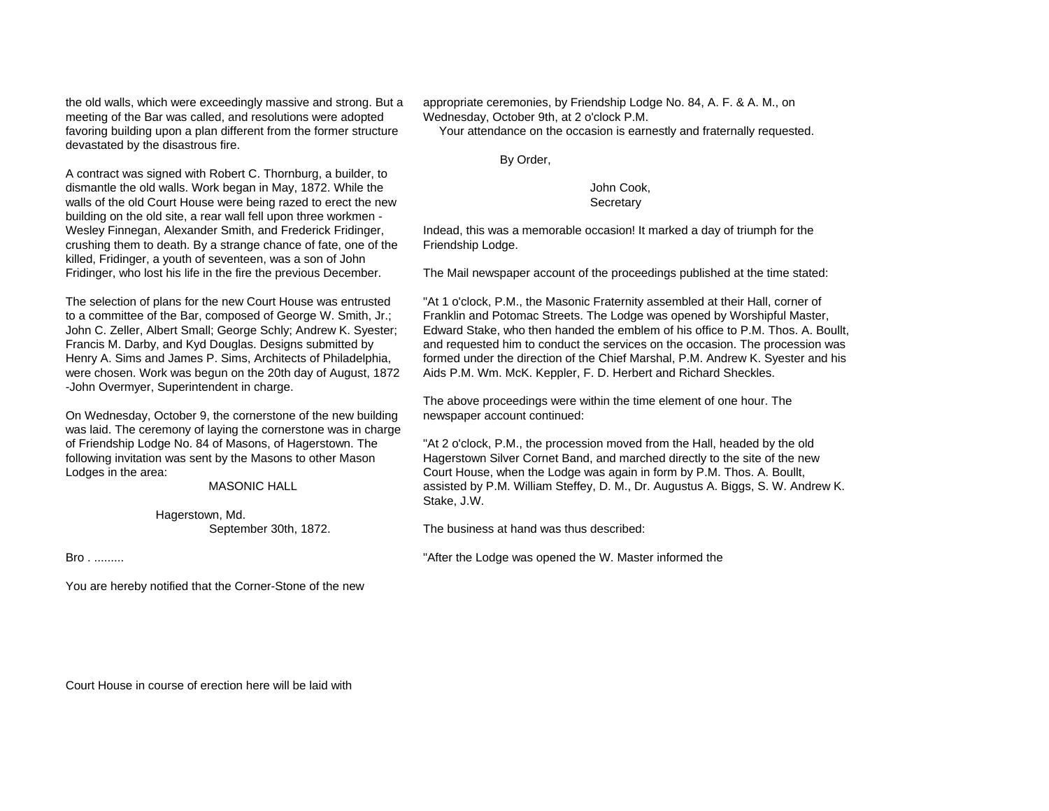the old walls, which were exceedingly massive and strong. But a meeting of the Bar was called, and resolutions were adopted favoring building upon a plan different from the former structure devastated by the disastrous fire.

A contract was signed with Robert C. Thornburg, a builder, to dismantle the old walls. Work began in May, 1872. While the walls of the old Court House were being razed to erect the new building on the old site, a rear wall fell upon three workmen - Wesley Finnegan, Alexander Smith, and Frederick Fridinger, crushing them to death. By a strange chance of fate, one of the killed, Fridinger, a youth of seventeen, was a son of John Fridinger, who lost his life in the fire the previous December.

The selection of plans for the new Court House was entrusted to a committee of the Bar, composed of George W. Smith, Jr.; John C. Zeller, Albert Small; George Schly; Andrew K. Syester; Francis M. Darby, and Kyd Douglas. Designs submitted by Henry A. Sims and James P. Sims, Architects of Philadelphia, were chosen. Work was begun on the 20th day of August, 1872 -John Overmyer, Superintendent in charge.

On Wednesday, October 9, the cornerstone of the new building was laid. The ceremony of laying the cornerstone was in charge of Friendship Lodge No. 84 of Masons, of Hagerstown. The following invitation was sent by the Masons to other Mason Lodges in the area:

MASONIC HALL

Hagerstown, Md.
September 30th, 1872.

Bro . .........

You are hereby notified that the Corner-Stone of the new Court House in course of erection here will be laid with appropriate ceremonies, by Friendship Lodge No. 84, A. F. & A. M., on Wednesday, October 9th, at 2 o'clock P.M.

Your attendance on the occasion is earnestly and fraternally requested.

By Order,

John Cook,
Secretary

Indeed, this was a memorable occasion! It marked a day of triumph for the Friendship Lodge.

The Mail newspaper account of the proceedings published at the time stated:

"At 1 o'clock, P.M., the Masonic Fraternity assembled at their Hall, corner of Franklin and Potomac Streets. The Lodge was opened by Worshipful Master, Edward Stake, who then handed the emblem of his office to P.M. Thos. A. Boullt, and requested him to conduct the services on the occasion. The procession was formed under the direction of the Chief Marshal, P.M. Andrew K. Syester and his Aids P.M. Wm. McK. Keppler, F. D. Herbert and Richard Sheckles.

The above proceedings were within the time element of one hour. The newspaper account continued:

"At 2 o'clock, P.M., the procession moved from the Hall, headed by the old Hagerstown Silver Cornet Band, and marched directly to the site of the new Court House, when the Lodge was again in form by P.M. Thos. A. Boullt, assisted by P.M. William Steffey, D. M., Dr. Augustus A. Biggs, S. W. Andrew K. Stake, J.W.

The business at hand was thus described:

"After the Lodge was opened the W. Master informed the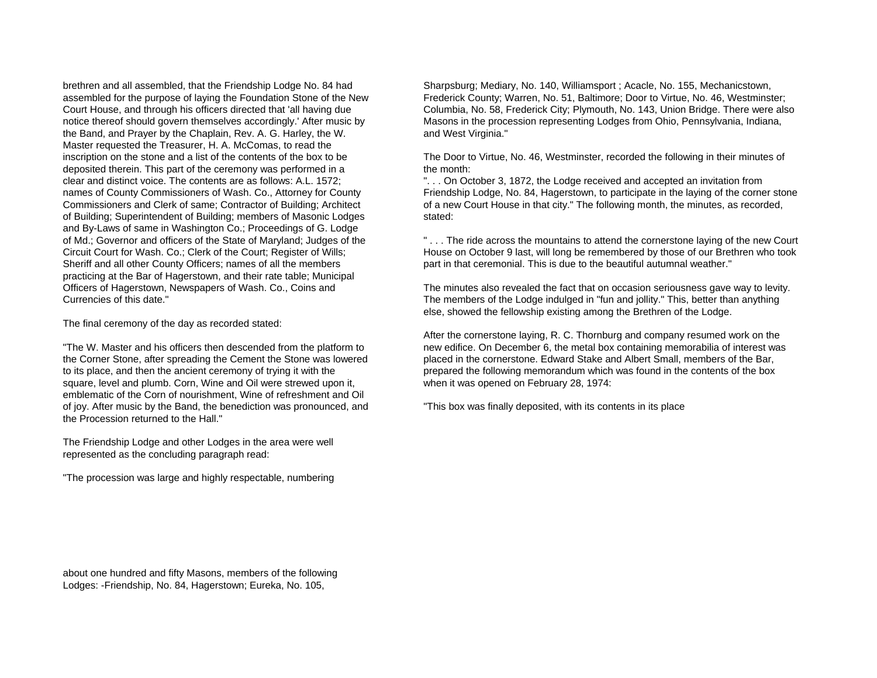brethren and all assembled, that the Friendship Lodge No. 84 had assembled for the purpose of laying the Foundation Stone of the New Court House, and through his officers directed that 'all having due notice thereof should govern themselves accordingly.' After music by the Band, and Prayer by the Chaplain, Rev. A. G. Harley, the W. Master requested the Treasurer, H. A. McComas, to read the inscription on the stone and a list of the contents of the box to be deposited therein. This part of the ceremony was performed in a clear and distinct voice. The contents are as follows: A.L. 1572; names of County Commissioners of Wash. Co., Attorney for County Commissioners and Clerk of same; Contractor of Building; Architect of Building; Superintendent of Building; members of Masonic Lodges and By-Laws of same in Washington Co.; Proceedings of G. Lodge of Md.; Governor and officers of the State of Maryland; Judges of the Circuit Court for Wash. Co.; Clerk of the Court; Register of Wills; Sheriff and all other County Officers; names of all the members practicing at the Bar of Hagerstown, and their rate table; Municipal Officers of Hagerstown, Newspapers of Wash. Co., Coins and Currencies of this date."

The final ceremony of the day as recorded stated:

"The W. Master and his officers then descended from the platform to the Corner Stone, after spreading the Cement the Stone was lowered to its place, and then the ancient ceremony of trying it with the square, level and plumb. Corn, Wine and Oil were strewed upon it, emblematic of the Corn of nourishment, Wine of refreshment and Oil of joy. After music by the Band, the benediction was pronounced, and the Procession returned to the Hall."

The Friendship Lodge and other Lodges in the area were well represented as the concluding paragraph read:

"The procession was large and highly respectable, numbering about one hundred and fifty Masons, members of the following Lodges: -Friendship, No. 84, Hagerstown; Eureka, No. 105, Sharpsburg; Mediary, No. 140, Williamsport ; Acacle, No. 155, Mechanicstown, Frederick County; Warren, No. 51, Baltimore; Door to Virtue, No. 46, Westminster; Columbia, No. 58, Frederick City; Plymouth, No. 143, Union Bridge. There were also Masons in the procession representing Lodges from Ohio, Pennsylvania, Indiana, and West Virginia."

The Door to Virtue, No. 46, Westminster, recorded the following in their minutes of the month:

". . . On October 3, 1872, the Lodge received and accepted an invitation from Friendship Lodge, No. 84, Hagerstown, to participate in the laying of the corner stone of a new Court House in that city." The following month, the minutes, as recorded, stated:

" . . . The ride across the mountains to attend the cornerstone laying of the new Court House on October 9 last, will long be remembered by those of our Brethren who took part in that ceremonial. This is due to the beautiful autumnal weather."

The minutes also revealed the fact that on occasion seriousness gave way to levity. The members of the Lodge indulged in "fun and jollity." This, better than anything else, showed the fellowship existing among the Brethren of the Lodge.

After the cornerstone laying, R. C. Thornburg and company resumed work on the new edifice. On December 6, the metal box containing memorabilia of interest was placed in the cornerstone. Edward Stake and Albert Small, members of the Bar, prepared the following memorandum which was found in the contents of the box when it was opened on February 28, 1974:

"This box was finally deposited, with its contents in its place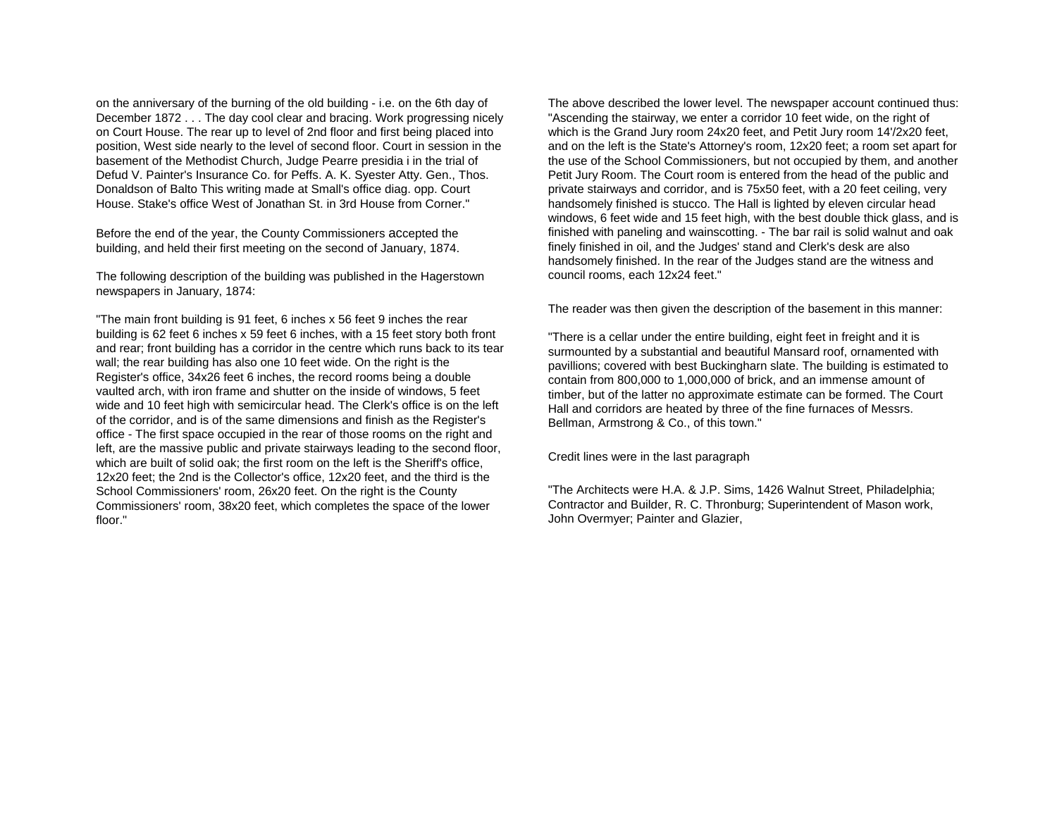on the anniversary of the burning of the old building - i.e. on the 6th day of December 1872 . . . The day cool clear and bracing. Work progressing nicely on Court House. The rear up to level of 2nd floor and first being placed into position, West side nearly to the level of second floor. Court in session in the basement of the Methodist Church, Judge Pearre presidia i in the trial of Defud V. Painter's Insurance Co. for Peffs. A. K. Syester Atty. Gen., Thos. Donaldson of Balto This writing made at Small's office diag. opp. Court House. Stake's office West of Jonathan St. in 3rd House from Corner."

Before the end of the year, the County Commissioners accepted the building, and held their first meeting on the second of January, 1874.

The following description of the building was published in the Hagerstown newspapers in January, 1874:

"The main front building is 91 feet, 6 inches x 56 feet 9 inches the rear building is 62 feet 6 inches x 59 feet 6 inches, with a 15 feet story both front and rear; front building has a corridor in the centre which runs back to its tear wall; the rear building has also one 10 feet wide. On the right is the Register's office, 34x26 feet 6 inches, the record rooms being a double vaulted arch, with iron frame and shutter on the inside of windows, 5 feet wide and 10 feet high with semicircular head. The Clerk's office is on the left of the corridor, and is of the same dimensions and finish as the Register's office - The first space occupied in the rear of those rooms on the right and left, are the massive public and private stairways leading to the second floor, which are built of solid oak; the first room on the left is the Sheriff's office, 12x20 feet; the 2nd is the Collector's office, 12x20 feet, and the third is the School Commissioners' room, 26x20 feet. On the right is the County Commissioners' room, 38x20 feet, which completes the space of the lower floor."

The above described the lower level. The newspaper account continued thus: "Ascending the stairway, we enter a corridor 10 feet wide, on the right of which is the Grand Jury room 24x20 feet, and Petit Jury room 14'/2x20 feet, and on the left is the State's Attorney's room, 12x20 feet; a room set apart for the use of the School Commissioners, but not occupied by them, and another Petit Jury Room. The Court room is entered from the head of the public and private stairways and corridor, and is 75x50 feet, with a 20 feet ceiling, very handsomely finished is stucco. The Hall is lighted by eleven circular head windows, 6 feet wide and 15 feet high, with the best double thick glass, and is finished with paneling and wainscotting. - The bar rail is solid walnut and oak finely finished in oil, and the Judges' stand and Clerk's desk are also handsomely finished. In the rear of the Judges stand are the witness and council rooms, each 12x24 feet."

The reader was then given the description of the basement in this manner:

"There is a cellar under the entire building, eight feet in freight and it is surmounted by a substantial and beautiful Mansard roof, ornamented with pavillions; covered with best Buckingharn slate. The building is estimated to contain from 800,000 to 1,000,000 of brick, and an immense amount of timber, but of the latter no approximate estimate can be formed. The Court Hall and corridors are heated by three of the fine furnaces of Messrs. Bellman, Armstrong & Co., of this town."

Credit lines were in the last paragraph

"The Architects were H.A. & J.P. Sims, 1426 Walnut Street, Philadelphia; Contractor and Builder, R. C. Thronburg; Superintendent of Mason work, John Overmyer; Painter and Glazier,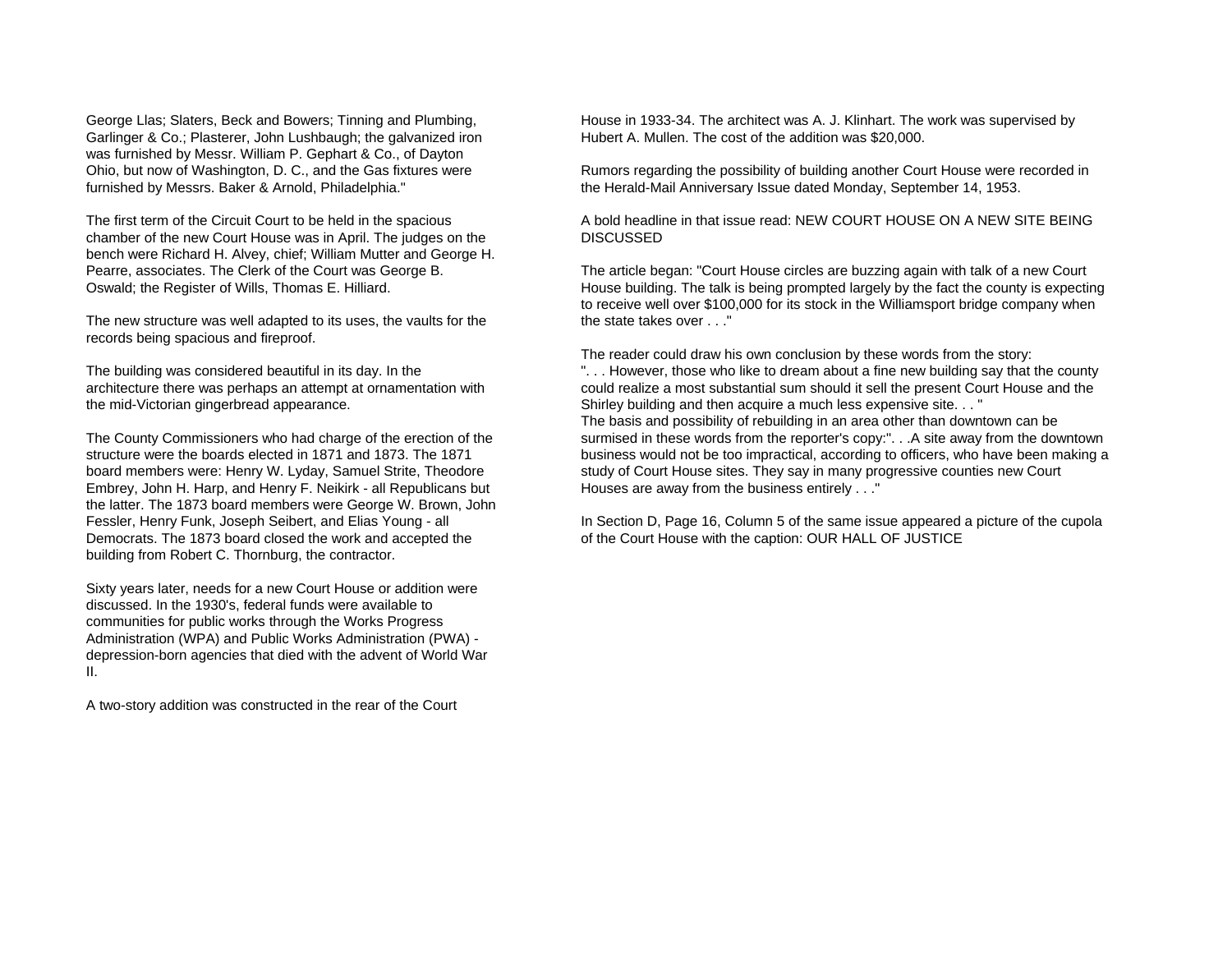George Llas; Slaters, Beck and Bowers; Tinning and Plumbing, Garlinger & Co.; Plasterer, John Lushbaugh; the galvanized iron was furnished by Messr. William P. Gephart & Co., of Dayton Ohio, but now of Washington, D. C., and the Gas fixtures were furnished by Messrs. Baker & Arnold, Philadelphia."

The first term of the Circuit Court to be held in the spacious chamber of the new Court House was in April. The judges on the bench were Richard H. Alvey, chief; William Mutter and George H. Pearre, associates. The Clerk of the Court was George B. Oswald; the Register of Wills, Thomas E. Hilliard.

The new structure was well adapted to its uses, the vaults for the records being spacious and fireproof.

The building was considered beautiful in its day. In the architecture there was perhaps an attempt at ornamentation with the mid-Victorian gingerbread appearance.

The County Commissioners who had charge of the erection of the structure were the boards elected in 1871 and 1873. The 1871 board members were: Henry W. Lyday, Samuel Strite, Theodore Embrey, John H. Harp, and Henry F. Neikirk - all Republicans but the latter. The 1873 board members were George W. Brown, John Fessler, Henry Funk, Joseph Seibert, and Elias Young - all Democrats. The 1873 board closed the work and accepted the building from Robert C. Thornburg, the contractor.

Sixty years later, needs for a new Court House or addition were discussed. In the 1930's, federal funds were available to communities for public works through the Works Progress Administration (WPA) and Public Works Administration (PWA) - depression-born agencies that died with the advent of World War II.

A two-story addition was constructed in the rear of the Court House in 1933-34. The architect was A. J. Klinhart. The work was supervised by Hubert A. Mullen. The cost of the addition was $20,000.

Rumors regarding the possibility of building another Court House were recorded in the Herald-Mail Anniversary Issue dated Monday, September 14, 1953.

A bold headline in that issue read: NEW COURT HOUSE ON A NEW SITE BEING DISCUSSED

The article began: "Court House circles are buzzing again with talk of a new Court House building. The talk is being prompted largely by the fact the county is expecting to receive well over $100,000 for its stock in the Williamsport bridge company when the state takes over . . ."

The reader could draw his own conclusion by these words from the story:
". . . However, those who like to dream about a fine new building say that the county could realize a most substantial sum should it sell the present Court House and the Shirley building and then acquire a much less expensive site. . . "
The basis and possibility of rebuilding in an area other than downtown can be surmised in these words from the reporter's copy:". . .A site away from the downtown business would not be too impractical, according to officers, who have been making a study of Court House sites. They say in many progressive counties new Court Houses are away from the business entirely . . ."

In Section D, Page 16, Column 5 of the same issue appeared a picture of the cupola of the Court House with the caption: OUR HALL OF JUSTICE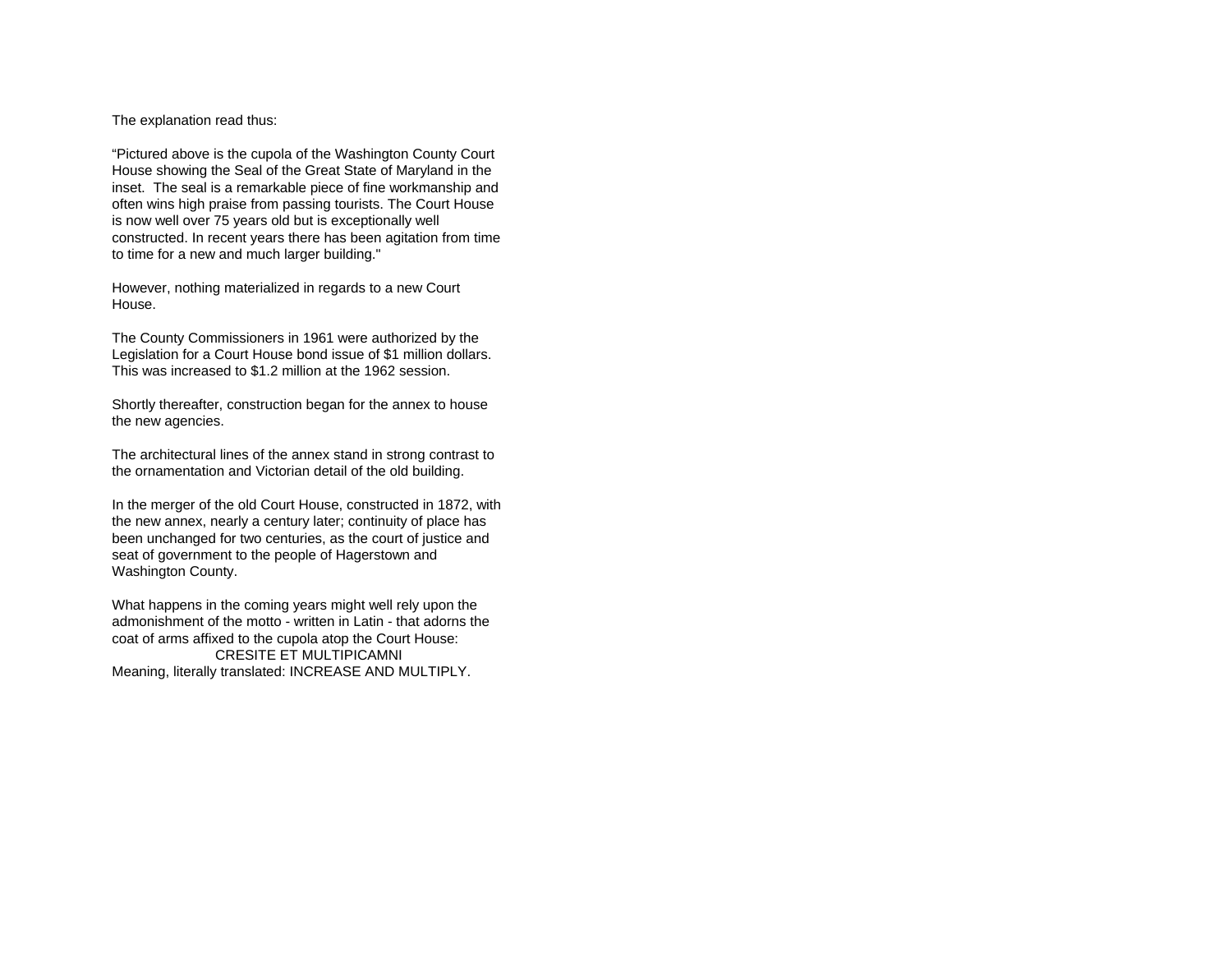The explanation read thus:

“Pictured above is the cupola of the Washington County Court House showing the Seal of the Great State of Maryland in the inset.  The seal is a remarkable piece of fine workmanship and often wins high praise from passing tourists. The Court House is now well over 75 years old but is exceptionally well constructed. In recent years there has been agitation from time to time for a new and much larger building."

However, nothing materialized in regards to a new Court House.

The County Commissioners in 1961 were authorized by the Legislation for a Court House bond issue of $1 million dollars. This was increased to $1.2 million at the 1962 session.

Shortly thereafter, construction began for the annex to house the new agencies.

The architectural lines of the annex stand in strong contrast to the ornamentation and Victorian detail of the old building.

In the merger of the old Court House, constructed in 1872, with the new annex, nearly a century later; continuity of place has been unchanged for two centuries, as the court of justice and seat of government to the people of Hagerstown and Washington County.

What happens in the coming years might well rely upon the admonishment of the motto - written in Latin - that adorns the coat of arms affixed to the cupola atop the Court House:

CRESITE ET MULTIPICAMNI

Meaning, literally translated: INCREASE AND MULTIPLY.